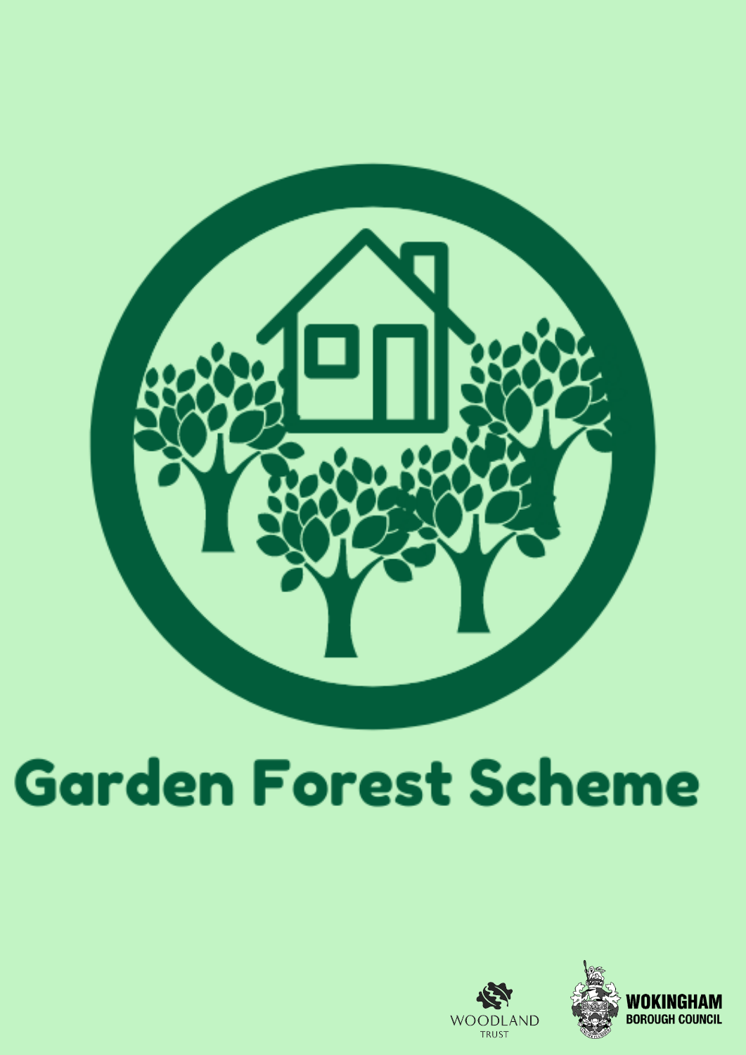# Garden Forest Scheme

WOODLAND TRUST

WOKINGHAM BOROUGH COUNCIL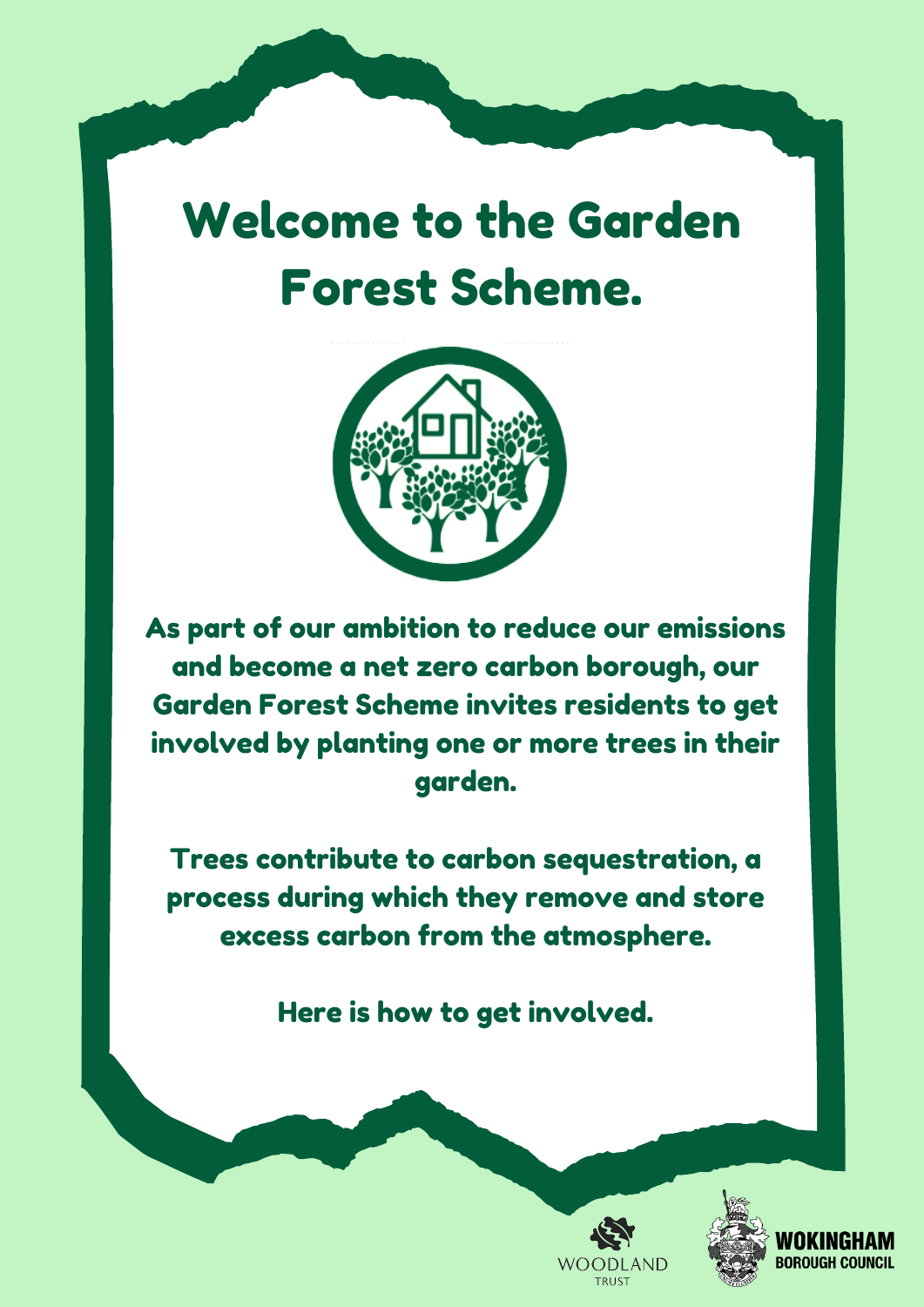# Welcome to the Garden Forest Scheme.

As part of our ambition to reduce our emissions and become a net zero carbon borough, our Garden Forest Scheme invites residents to get involved by planting one or more trees in their garden.

Trees contribute to carbon sequestration, a process during which they remove and store excess carbon from the atmosphere.

Here is how to get involved.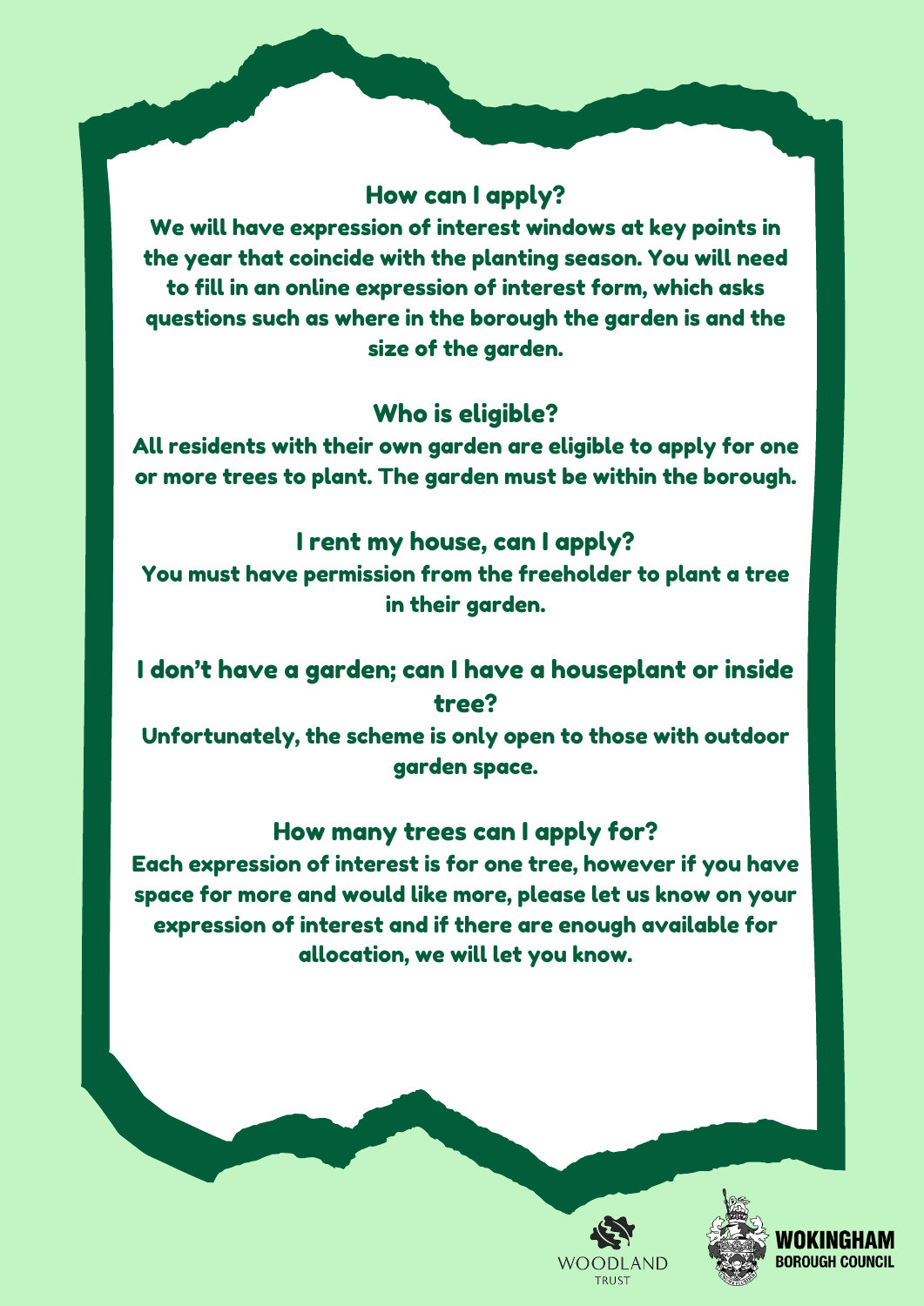## How can I apply?

We will have expression of interest windows at key points in the year that coincide with the planting season. You will need to fill in an online expression of interest form, which asks questions such as where in the borough the garden is and the size of the garden.

## Who is eligible?

All residents with their own garden are eligible to apply for one or more trees to plant. The garden must be within the borough.

## I rent my house, can I apply?

You must have permission from the freeholder to plant a tree in their garden.

## I don't have a garden; can I have a houseplant or inside tree?

Unfortunately, the scheme is only open to those with outdoor garden space.

## How many trees can I apply for?

Each expression of interest is for one tree, however if you have space for more and would like more, please let us know on your expression of interest and if there are enough available for allocation, we will let you know.

WOODLAND TRUST

WOKINGHAM BOROUGH COUNCIL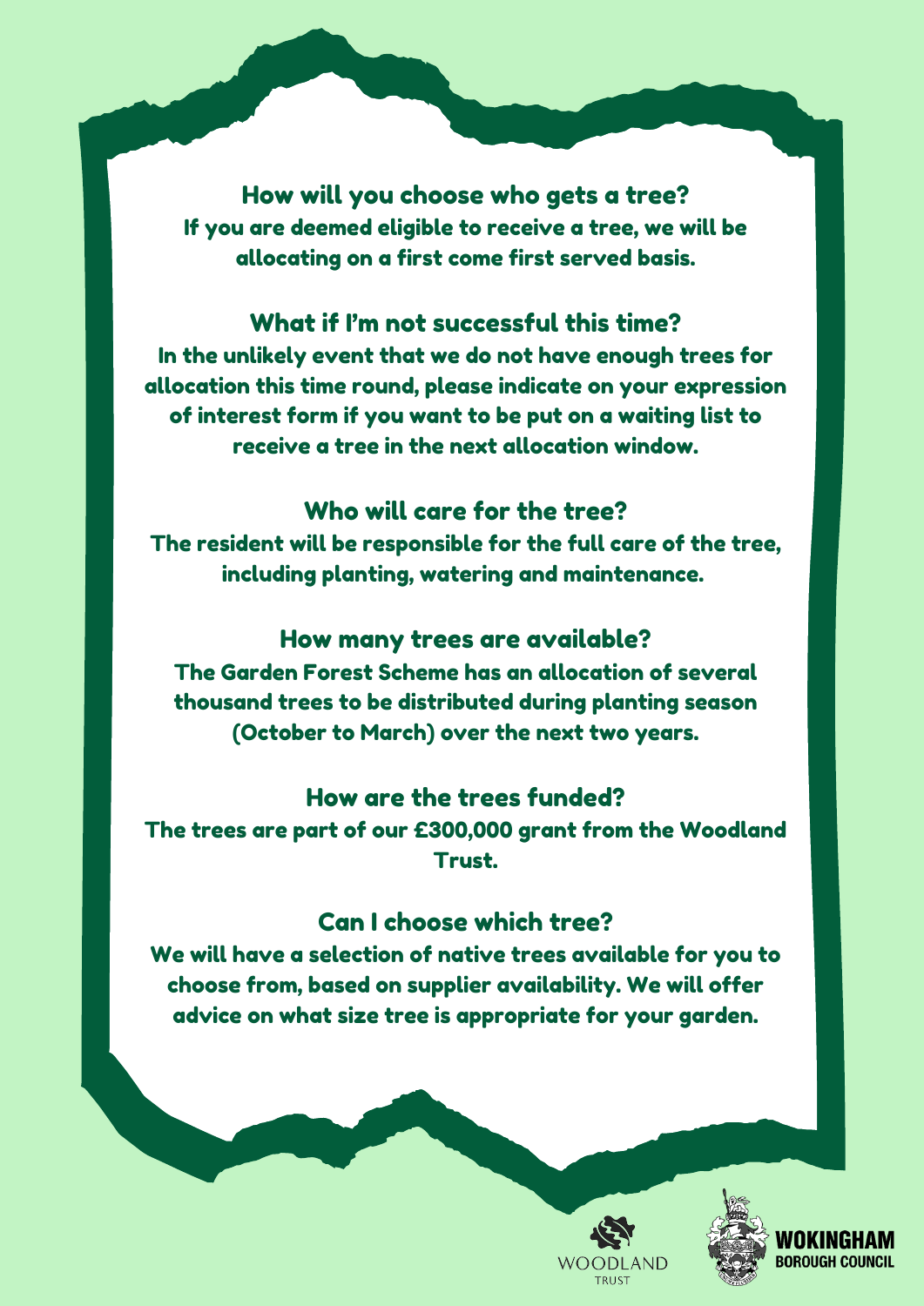## How will you choose who gets a tree?

If you are deemed eligible to receive a tree, we will be allocating on a first come first served basis.

## What if I'm not successful this time?

In the unlikely event that we do not have enough trees for allocation this time round, please indicate on your expression of interest form if you want to be put on a waiting list to receive a tree in the next allocation window.

## Who will care for the tree?

The resident will be responsible for the full care of the tree, including planting, watering and maintenance.

## How many trees are available?

The Garden Forest Scheme has an allocation of several thousand trees to be distributed during planting season (October to March) over the next two years.

## How are the trees funded?

The trees are part of our £300,000 grant from the Woodland Trust.

## Can I choose which tree?

We will have a selection of native trees available for you to choose from, based on supplier availability. We will offer advice on what size tree is appropriate for your garden.

WOODLAND TRUST

WOKINGHAM BOROUGH COUNCIL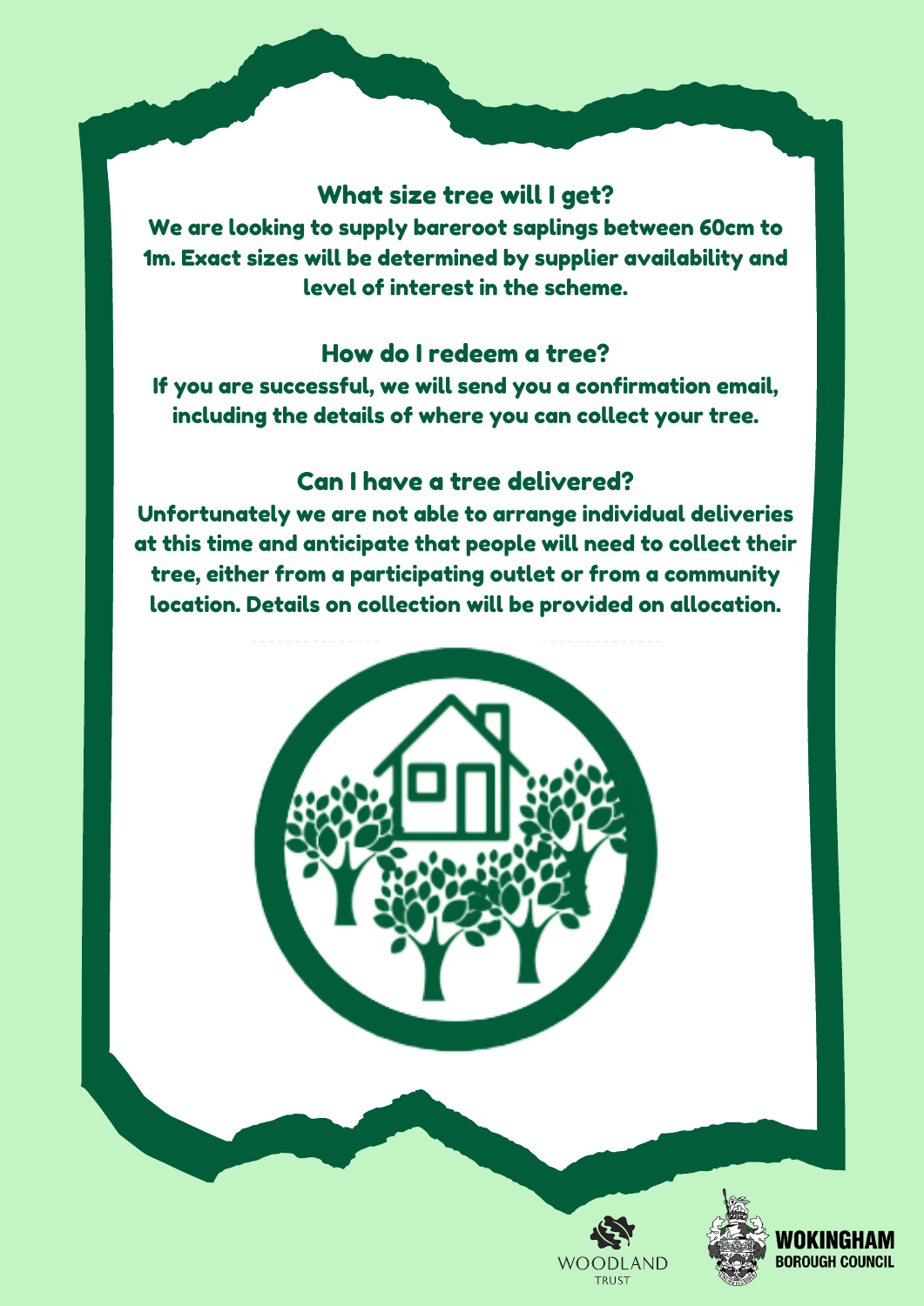## What size tree will I get?

We are looking to supply bareroot saplings between 60cm to 1m. Exact sizes will be determined by supplier availability and level of interest in the scheme.

## How do I redeem a tree?

If you are successful, we will send you a confirmation email, including the details of where you can collect your tree.

## Can I have a tree delivered?

Unfortunately we are not able to arrange individual deliveries at this time and anticipate that people will need to collect their tree, either from a participating outlet or from a community location. Details on collection will be provided on allocation.

WOODLAND TRUST

WOKINGHAM BOROUGH COUNCIL